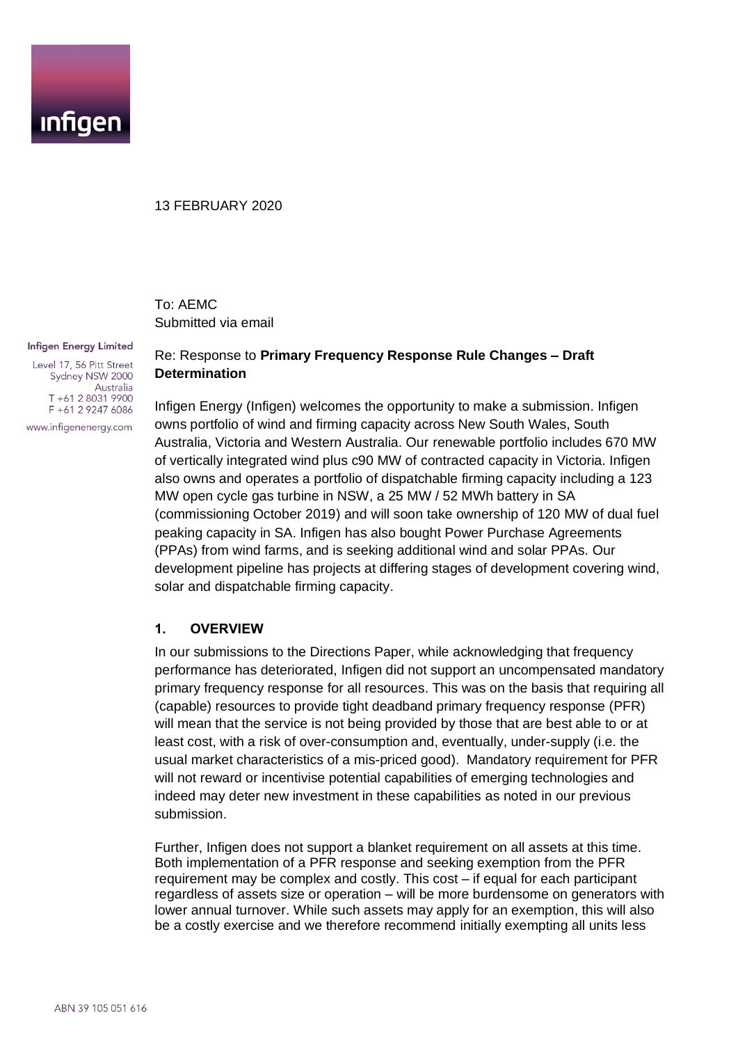13 FEBRUARY 2020

To: AEMC
Submitted via email

**Infigen Energy Limited**

Level 17, 56 Pitt Street
Sydney NSW 2000
Australia
T +61 2 8031 9900
F +61 2 9247 6086

www.infigenenergy.com

Re: Response to **Primary Frequency Response Rule Changes – Draft Determination**

Infigen Energy (Infigen) welcomes the opportunity to make a submission. Infigen owns portfolio of wind and firming capacity across New South Wales, South Australia, Victoria and Western Australia. Our renewable portfolio includes 670 MW of vertically integrated wind plus c90 MW of contracted capacity in Victoria. Infigen also owns and operates a portfolio of dispatchable firming capacity including a 123 MW open cycle gas turbine in NSW, a 25 MW / 52 MWh battery in SA (commissioning October 2019) and will soon take ownership of 120 MW of dual fuel peaking capacity in SA. Infigen has also bought Power Purchase Agreements (PPAs) from wind farms, and is seeking additional wind and solar PPAs. Our development pipeline has projects at differing stages of development covering wind, solar and dispatchable firming capacity.

## 1. OVERVIEW

In our submissions to the Directions Paper, while acknowledging that frequency performance has deteriorated, Infigen did not support an uncompensated mandatory primary frequency response for all resources. This was on the basis that requiring all (capable) resources to provide tight deadband primary frequency response (PFR) will mean that the service is not being provided by those that are best able to or at least cost, with a risk of over-consumption and, eventually, under-supply (i.e. the usual market characteristics of a mis-priced good). Mandatory requirement for PFR will not reward or incentivise potential capabilities of emerging technologies and indeed may deter new investment in these capabilities as noted in our previous submission.

Further, Infigen does not support a blanket requirement on all assets at this time. Both implementation of a PFR response and seeking exemption from the PFR requirement may be complex and costly. This cost – if equal for each participant regardless of assets size or operation – will be more burdensome on generators with lower annual turnover. While such assets may apply for an exemption, this will also be a costly exercise and we therefore recommend initially exempting all units less

ABN 39 105 051 616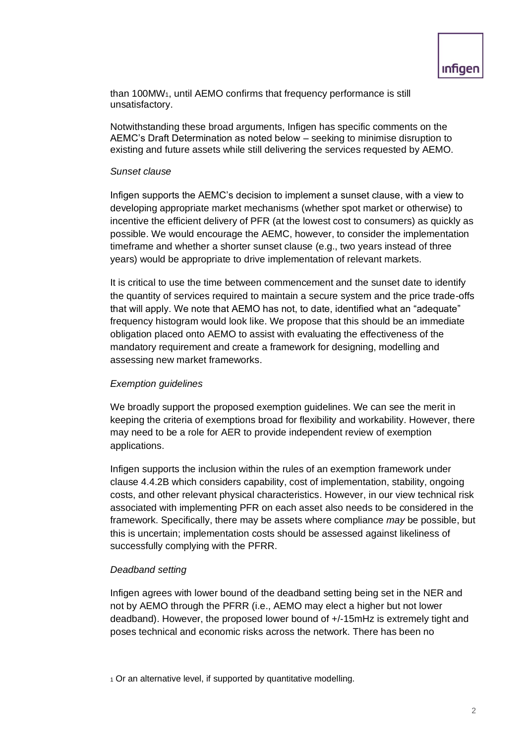than 100MW[1], until AEMO confirms that frequency performance is still unsatisfactory.

Notwithstanding these broad arguments, Infigen has specific comments on the AEMC's Draft Determination as noted below – seeking to minimise disruption to existing and future assets while still delivering the services requested by AEMO.

*Sunset clause*

Infigen supports the AEMC's decision to implement a sunset clause, with a view to developing appropriate market mechanisms (whether spot market or otherwise) to incentive the efficient delivery of PFR (at the lowest cost to consumers) as quickly as possible. We would encourage the AEMC, however, to consider the implementation timeframe and whether a shorter sunset clause (e.g., two years instead of three years) would be appropriate to drive implementation of relevant markets.

It is critical to use the time between commencement and the sunset date to identify the quantity of services required to maintain a secure system and the price trade-offs that will apply. We note that AEMO has not, to date, identified what an "adequate" frequency histogram would look like. We propose that this should be an immediate obligation placed onto AEMO to assist with evaluating the effectiveness of the mandatory requirement and create a framework for designing, modelling and assessing new market frameworks.

*Exemption guidelines*

We broadly support the proposed exemption guidelines. We can see the merit in keeping the criteria of exemptions broad for flexibility and workability. However, there may need to be a role for AER to provide independent review of exemption applications.

Infigen supports the inclusion within the rules of an exemption framework under clause 4.4.2B which considers capability, cost of implementation, stability, ongoing costs, and other relevant physical characteristics. However, in our view technical risk associated with implementing PFR on each asset also needs to be considered in the framework. Specifically, there may be assets where compliance *may* be possible, but this is uncertain; implementation costs should be assessed against likeliness of successfully complying with the PFRR.

*Deadband setting*

Infigen agrees with lower bound of the deadband setting being set in the NER and not by AEMO through the PFRR (i.e., AEMO may elect a higher but not lower deadband). However, the proposed lower bound of +/-15mHz is extremely tight and poses technical and economic risks across the network. There has been no

[1] Or an alternative level, if supported by quantitative modelling.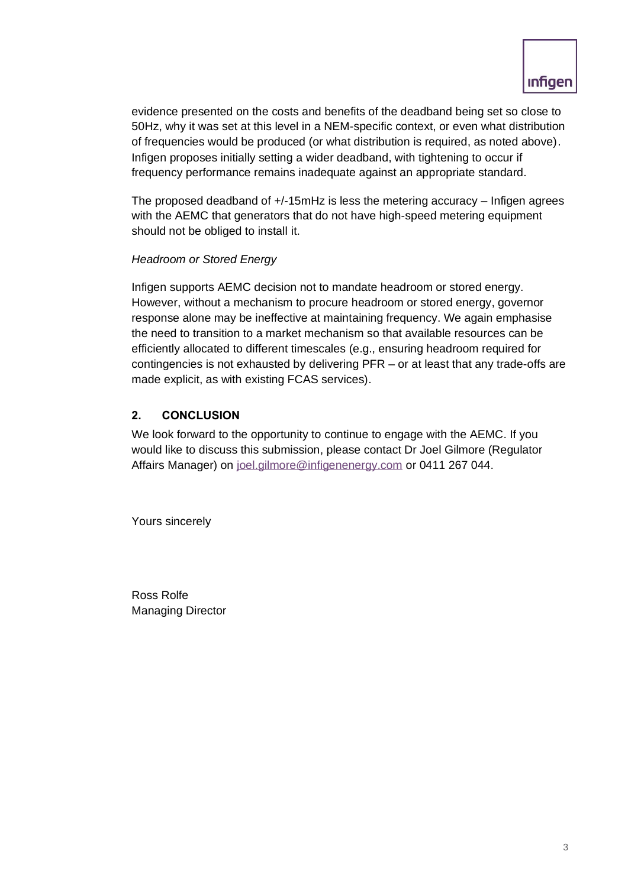evidence presented on the costs and benefits of the deadband being set so close to 50Hz, why it was set at this level in a NEM-specific context, or even what distribution of frequencies would be produced (or what distribution is required, as noted above). Infigen proposes initially setting a wider deadband, with tightening to occur if frequency performance remains inadequate against an appropriate standard.

The proposed deadband of +/-15mHz is less the metering accuracy – Infigen agrees with the AEMC that generators that do not have high-speed metering equipment should not be obliged to install it.

*Headroom or Stored Energy*

Infigen supports AEMC decision not to mandate headroom or stored energy. However, without a mechanism to procure headroom or stored energy, governor response alone may be ineffective at maintaining frequency. We again emphasise the need to transition to a market mechanism so that available resources can be efficiently allocated to different timescales (e.g., ensuring headroom required for contingencies is not exhausted by delivering PFR – or at least that any trade-offs are made explicit, as with existing FCAS services).

## 2. CONCLUSION

We look forward to the opportunity to continue to engage with the AEMC. If you would like to discuss this submission, please contact Dr Joel Gilmore (Regulator Affairs Manager) on joel.gilmore@infigenenergy.com or 0411 267 044.

Yours sincerely

Ross Rolfe
Managing Director